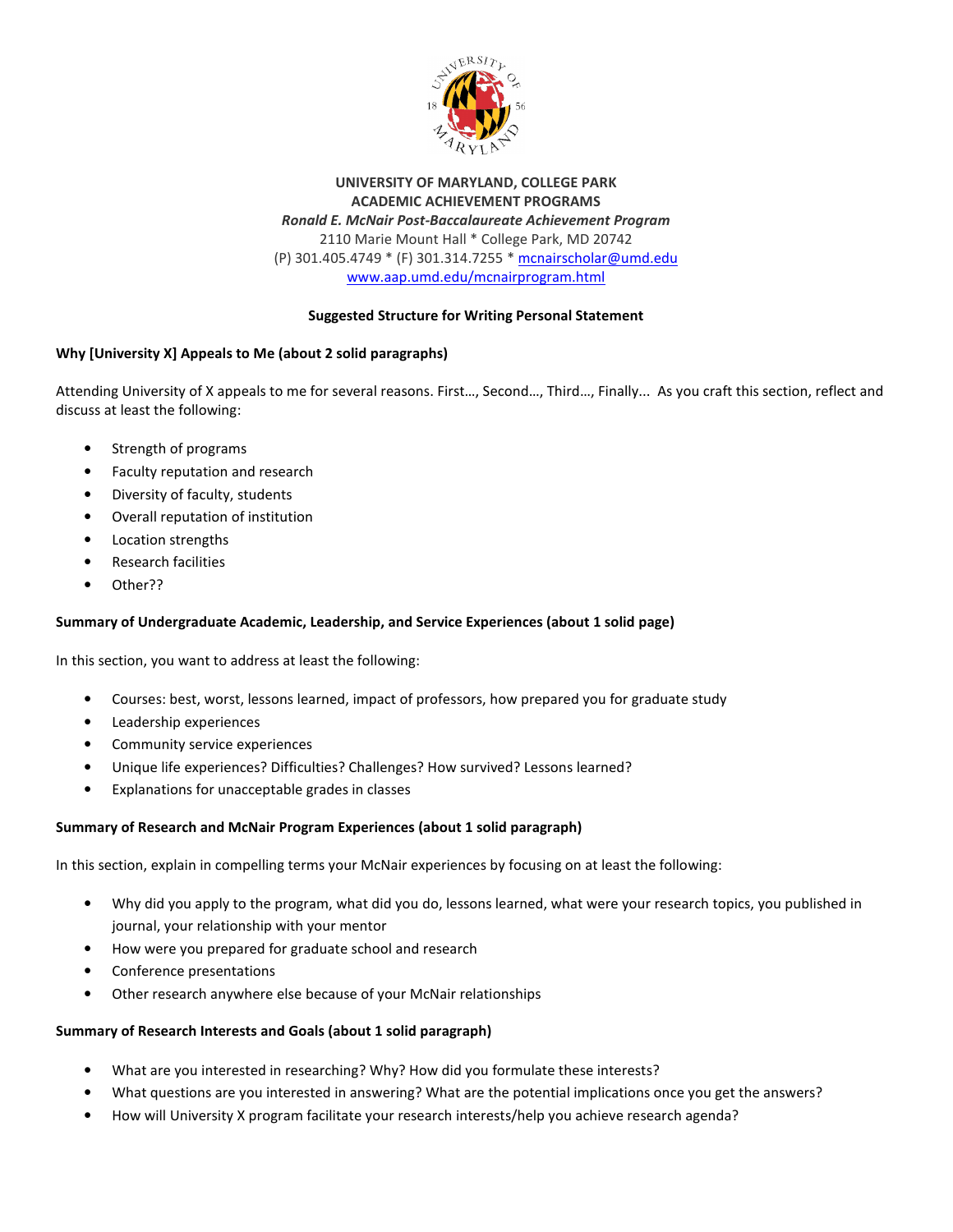**UNIVERSITY OF MARYLAND, COLLEGE PARK**
**ACADEMIC ACHIEVEMENT PROGRAMS**
***Ronald E. McNair Post-Baccalaureate Achievement Program***
2110 Marie Mount Hall * College Park, MD 20742
(P) 301.405.4749 * (F) 301.314.7255 * mcnairscholar@umd.edu
www.aap.umd.edu/mcnairprogram.html

## Suggested Structure for Writing Personal Statement

### Why [University X] Appeals to Me (about 2 solid paragraphs)

Attending University of X appeals to me for several reasons. First…, Second…, Third…, Finally... As you craft this section, reflect and discuss at least the following:

- Strength of programs
- Faculty reputation and research
- Diversity of faculty, students
- Overall reputation of institution
- Location strengths
- Research facilities
- Other??

### Summary of Undergraduate Academic, Leadership, and Service Experiences (about 1 solid page)

In this section, you want to address at least the following:

- Courses: best, worst, lessons learned, impact of professors, how prepared you for graduate study
- Leadership experiences
- Community service experiences
- Unique life experiences? Difficulties? Challenges? How survived? Lessons learned?
- Explanations for unacceptable grades in classes

### Summary of Research and McNair Program Experiences (about 1 solid paragraph)

In this section, explain in compelling terms your McNair experiences by focusing on at least the following:

- Why did you apply to the program, what did you do, lessons learned, what were your research topics, you published in journal, your relationship with your mentor
- How were you prepared for graduate school and research
- Conference presentations
- Other research anywhere else because of your McNair relationships

### Summary of Research Interests and Goals (about 1 solid paragraph)

- What are you interested in researching? Why? How did you formulate these interests?
- What questions are you interested in answering? What are the potential implications once you get the answers?
- How will University X program facilitate your research interests/help you achieve research agenda?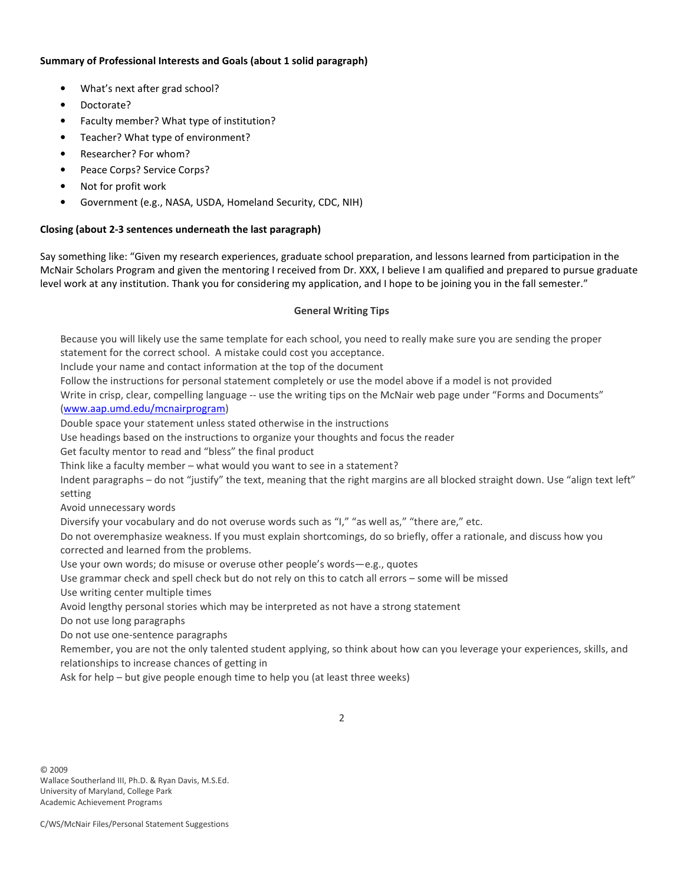**Summary of Professional Interests and Goals (about 1 solid paragraph)**

- What's next after grad school?
- Doctorate?
- Faculty member? What type of institution?
- Teacher? What type of environment?
- Researcher? For whom?
- Peace Corps? Service Corps?
- Not for profit work
- Government (e.g., NASA, USDA, Homeland Security, CDC, NIH)

**Closing (about 2-3 sentences underneath the last paragraph)**

Say something like: "Given my research experiences, graduate school preparation, and lessons learned from participation in the McNair Scholars Program and given the mentoring I received from Dr. XXX, I believe I am qualified and prepared to pursue graduate level work at any institution. Thank you for considering my application, and I hope to be joining you in the fall semester."

## General Writing Tips

Because you will likely use the same template for each school, you need to really make sure you are sending the proper statement for the correct school. A mistake could cost you acceptance.

Include your name and contact information at the top of the document

Follow the instructions for personal statement completely or use the model above if a model is not provided

Write in crisp, clear, compelling language -- use the writing tips on the McNair web page under "Forms and Documents" (www.aap.umd.edu/mcnairprogram)

Double space your statement unless stated otherwise in the instructions

Use headings based on the instructions to organize your thoughts and focus the reader

Get faculty mentor to read and "bless" the final product

Think like a faculty member – what would you want to see in a statement?

Indent paragraphs – do not "justify" the text, meaning that the right margins are all blocked straight down. Use "align text left" setting

Avoid unnecessary words

Diversify your vocabulary and do not overuse words such as "I," "as well as," "there are," etc.

Do not overemphasize weakness. If you must explain shortcomings, do so briefly, offer a rationale, and discuss how you corrected and learned from the problems.

Use your own words; do misuse or overuse other people's words—e.g., quotes

Use grammar check and spell check but do not rely on this to catch all errors – some will be missed

Use writing center multiple times

Avoid lengthy personal stories which may be interpreted as not have a strong statement

Do not use long paragraphs

Do not use one-sentence paragraphs

Remember, you are not the only talented student applying, so think about how can you leverage your experiences, skills, and relationships to increase chances of getting in

Ask for help – but give people enough time to help you (at least three weeks)

© 2009
Wallace Southerland III, Ph.D. & Ryan Davis, M.S.Ed.
University of Maryland, College Park
Academic Achievement Programs

C/WS/McNair Files/Personal Statement Suggestions